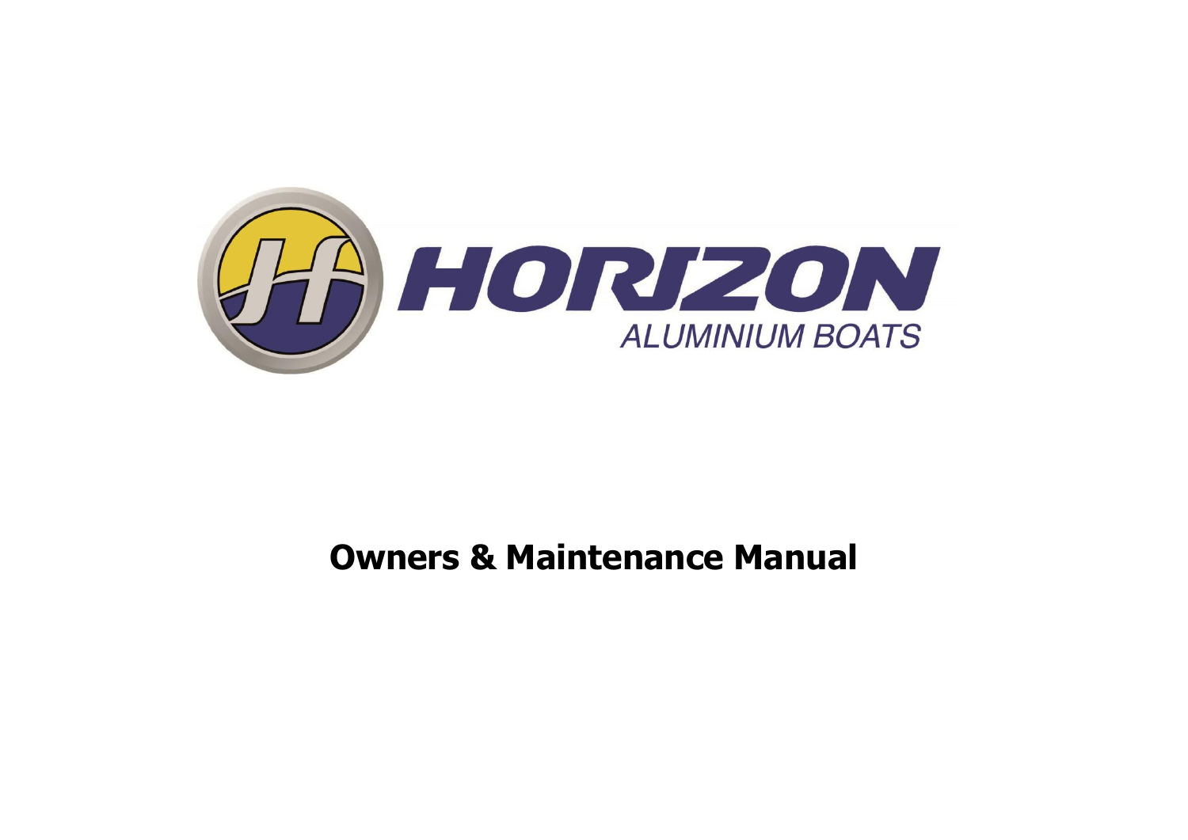HORIZON

ALUMINIUM BOATS

# Owners & Maintenance Manual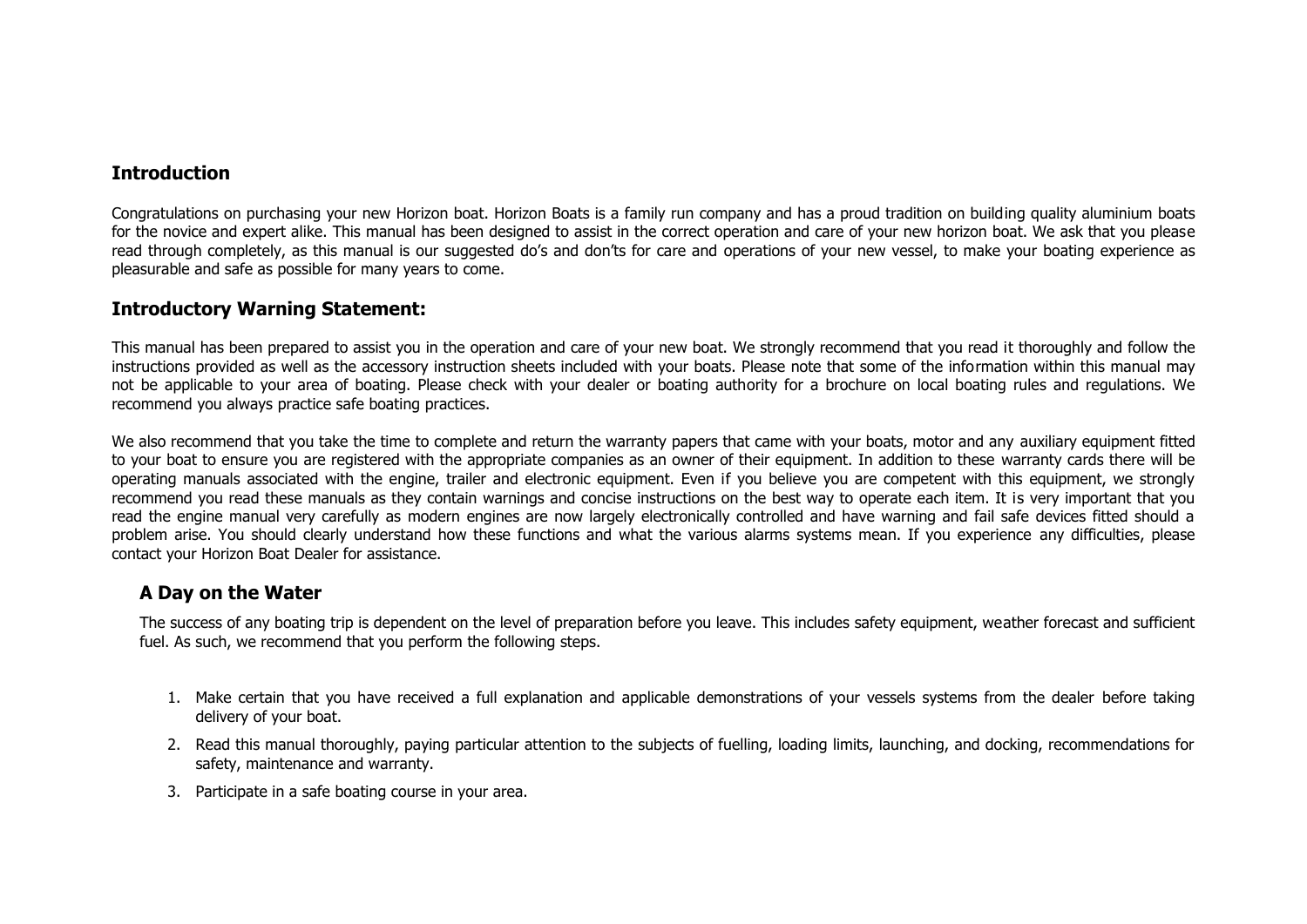## Introduction

Congratulations on purchasing your new Horizon boat. Horizon Boats is a family run company and has a proud tradition on building quality aluminium boats for the novice and expert alike. This manual has been designed to assist in the correct operation and care of your new horizon boat. We ask that you please read through completely, as this manual is our suggested do's and don'ts for care and operations of your new vessel, to make your boating experience as pleasurable and safe as possible for many years to come.

## Introductory Warning Statement:

This manual has been prepared to assist you in the operation and care of your new boat. We strongly recommend that you read it thoroughly and follow the instructions provided as well as the accessory instruction sheets included with your boats. Please note that some of the information within this manual may not be applicable to your area of boating. Please check with your dealer or boating authority for a brochure on local boating rules and regulations. We recommend you always practice safe boating practices.

We also recommend that you take the time to complete and return the warranty papers that came with your boats, motor and any auxiliary equipment fitted to your boat to ensure you are registered with the appropriate companies as an owner of their equipment. In addition to these warranty cards there will be operating manuals associated with the engine, trailer and electronic equipment. Even if you believe you are competent with this equipment, we strongly recommend you read these manuals as they contain warnings and concise instructions on the best way to operate each item. It is very important that you read the engine manual very carefully as modern engines are now largely electronically controlled and have warning and fail safe devices fitted should a problem arise. You should clearly understand how these functions and what the various alarms systems mean. If you experience any difficulties, please contact your Horizon Boat Dealer for assistance.

### A Day on the Water

The success of any boating trip is dependent on the level of preparation before you leave. This includes safety equipment, weather forecast and sufficient fuel. As such, we recommend that you perform the following steps.

1. Make certain that you have received a full explanation and applicable demonstrations of your vessels systems from the dealer before taking delivery of your boat.
2. Read this manual thoroughly, paying particular attention to the subjects of fuelling, loading limits, launching, and docking, recommendations for safety, maintenance and warranty.
3. Participate in a safe boating course in your area.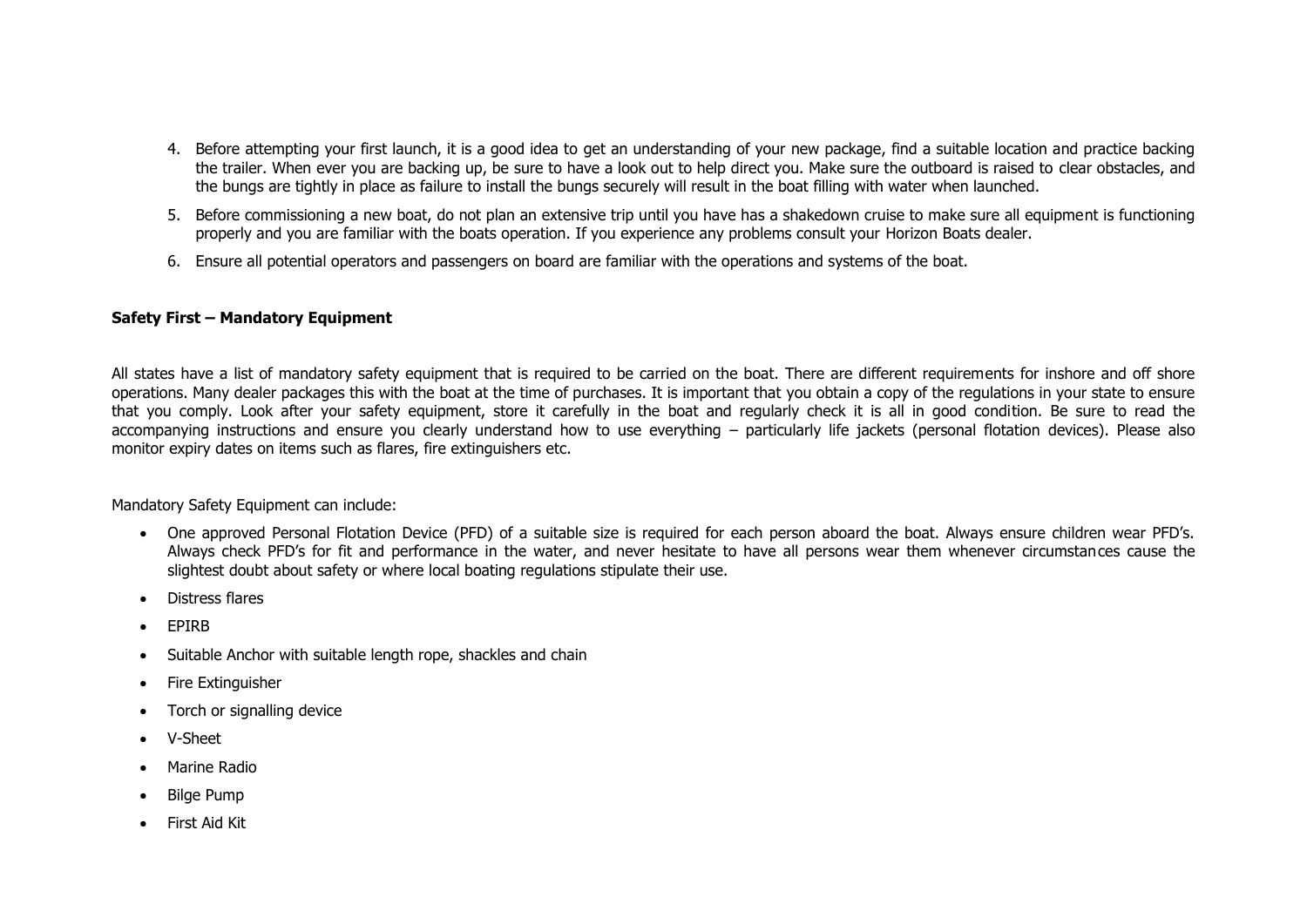4. Before attempting your first launch, it is a good idea to get an understanding of your new package, find a suitable location and practice backing the trailer. When ever you are backing up, be sure to have a look out to help direct you. Make sure the outboard is raised to clear obstacles, and the bungs are tightly in place as failure to install the bungs securely will result in the boat filling with water when launched.
5. Before commissioning a new boat, do not plan an extensive trip until you have has a shakedown cruise to make sure all equipment is functioning properly and you are familiar with the boats operation. If you experience any problems consult your Horizon Boats dealer.
6. Ensure all potential operators and passengers on board are familiar with the operations and systems of the boat.

**Safety First – Mandatory Equipment**

All states have a list of mandatory safety equipment that is required to be carried on the boat. There are different requirements for inshore and off shore operations. Many dealer packages this with the boat at the time of purchases. It is important that you obtain a copy of the regulations in your state to ensure that you comply. Look after your safety equipment, store it carefully in the boat and regularly check it is all in good condition. Be sure to read the accompanying instructions and ensure you clearly understand how to use everything – particularly life jackets (personal flotation devices). Please also monitor expiry dates on items such as flares, fire extinguishers etc.

Mandatory Safety Equipment can include:

- One approved Personal Flotation Device (PFD) of a suitable size is required for each person aboard the boat. Always ensure children wear PFD's. Always check PFD's for fit and performance in the water, and never hesitate to have all persons wear them whenever circumstances cause the slightest doubt about safety or where local boating regulations stipulate their use.
- Distress flares
- EPIRB
- Suitable Anchor with suitable length rope, shackles and chain
- Fire Extinguisher
- Torch or signalling device
- V-Sheet
- Marine Radio
- Bilge Pump
- First Aid Kit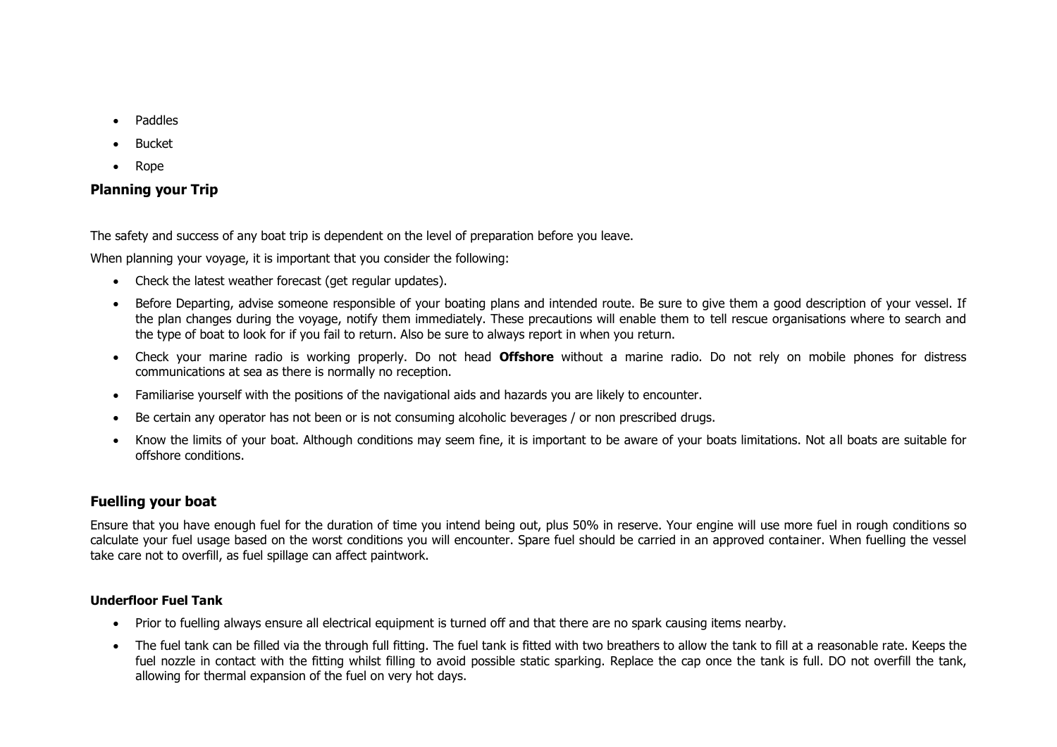- Paddles
- Bucket
- Rope

## Planning your Trip

The safety and success of any boat trip is dependent on the level of preparation before you leave.

When planning your voyage, it is important that you consider the following:

- Check the latest weather forecast (get regular updates).
- Before Departing, advise someone responsible of your boating plans and intended route. Be sure to give them a good description of your vessel. If the plan changes during the voyage, notify them immediately. These precautions will enable them to tell rescue organisations where to search and the type of boat to look for if you fail to return. Also be sure to always report in when you return.
- Check your marine radio is working properly. Do not head **Offshore** without a marine radio. Do not rely on mobile phones for distress communications at sea as there is normally no reception.
- Familiarise yourself with the positions of the navigational aids and hazards you are likely to encounter.
- Be certain any operator has not been or is not consuming alcoholic beverages / or non prescribed drugs.
- Know the limits of your boat. Although conditions may seem fine, it is important to be aware of your boats limitations. Not all boats are suitable for offshore conditions.

## Fuelling your boat

Ensure that you have enough fuel for the duration of time you intend being out, plus 50% in reserve. Your engine will use more fuel in rough conditions so calculate your fuel usage based on the worst conditions you will encounter. Spare fuel should be carried in an approved container. When fuelling the vessel take care not to overfill, as fuel spillage can affect paintwork.

### Underfloor Fuel Tank

- Prior to fuelling always ensure all electrical equipment is turned off and that there are no spark causing items nearby.
- The fuel tank can be filled via the through full fitting. The fuel tank is fitted with two breathers to allow the tank to fill at a reasonable rate. Keeps the fuel nozzle in contact with the fitting whilst filling to avoid possible static sparking. Replace the cap once the tank is full. DO not overfill the tank, allowing for thermal expansion of the fuel on very hot days.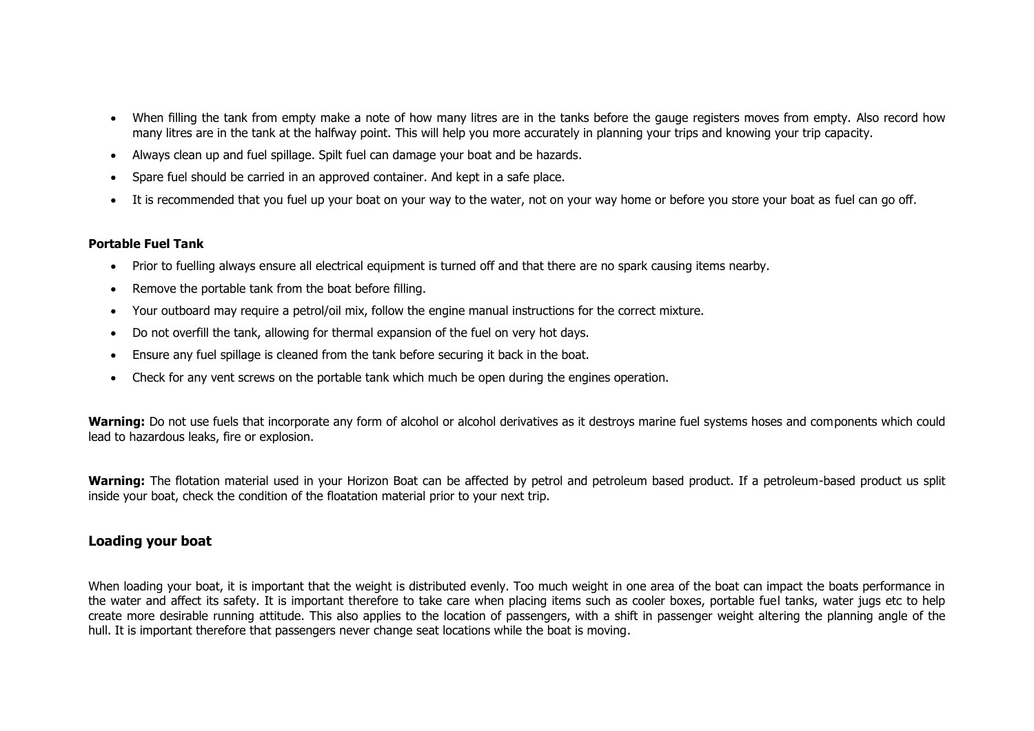- When filling the tank from empty make a note of how many litres are in the tanks before the gauge registers moves from empty. Also record how many litres are in the tank at the halfway point. This will help you more accurately in planning your trips and knowing your trip capacity.
- Always clean up and fuel spillage. Spilt fuel can damage your boat and be hazards.
- Spare fuel should be carried in an approved container. And kept in a safe place.
- It is recommended that you fuel up your boat on your way to the water, not on your way home or before you store your boat as fuel can go off.

**Portable Fuel Tank**

- Prior to fuelling always ensure all electrical equipment is turned off and that there are no spark causing items nearby.
- Remove the portable tank from the boat before filling.
- Your outboard may require a petrol/oil mix, follow the engine manual instructions for the correct mixture.
- Do not overfill the tank, allowing for thermal expansion of the fuel on very hot days.
- Ensure any fuel spillage is cleaned from the tank before securing it back in the boat.
- Check for any vent screws on the portable tank which much be open during the engines operation.

**Warning:** Do not use fuels that incorporate any form of alcohol or alcohol derivatives as it destroys marine fuel systems hoses and components which could lead to hazardous leaks, fire or explosion.

**Warning:** The flotation material used in your Horizon Boat can be affected by petrol and petroleum based product. If a petroleum-based product us split inside your boat, check the condition of the floatation material prior to your next trip.

## Loading your boat

When loading your boat, it is important that the weight is distributed evenly. Too much weight in one area of the boat can impact the boats performance in the water and affect its safety. It is important therefore to take care when placing items such as cooler boxes, portable fuel tanks, water jugs etc to help create more desirable running attitude. This also applies to the location of passengers, with a shift in passenger weight altering the planning angle of the hull. It is important therefore that passengers never change seat locations while the boat is moving.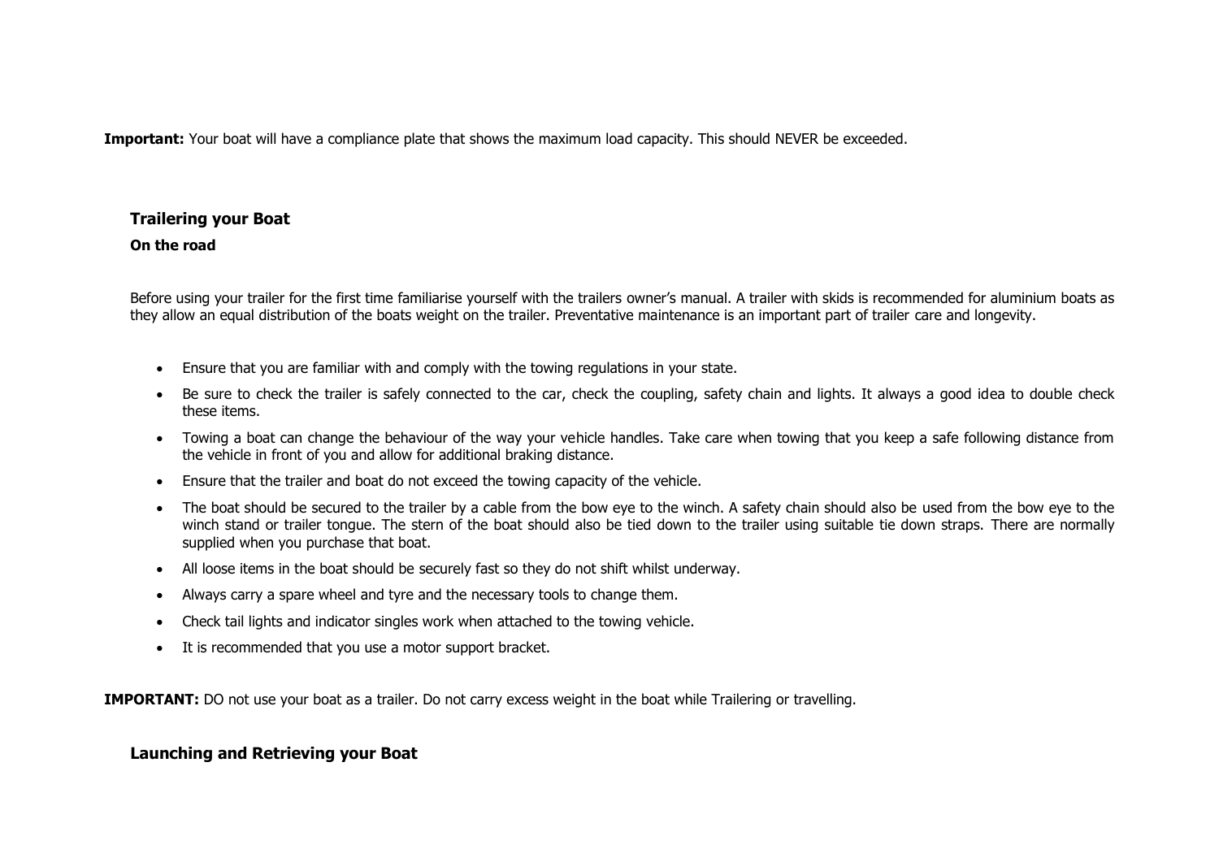**Important:** Your boat will have a compliance plate that shows the maximum load capacity. This should NEVER be exceeded.

## Trailering your Boat

### On the road

Before using your trailer for the first time familiarise yourself with the trailers owner's manual. A trailer with skids is recommended for aluminium boats as they allow an equal distribution of the boats weight on the trailer. Preventative maintenance is an important part of trailer care and longevity.

- Ensure that you are familiar with and comply with the towing regulations in your state.
- Be sure to check the trailer is safely connected to the car, check the coupling, safety chain and lights. It always a good idea to double check these items.
- Towing a boat can change the behaviour of the way your vehicle handles. Take care when towing that you keep a safe following distance from the vehicle in front of you and allow for additional braking distance.
- Ensure that the trailer and boat do not exceed the towing capacity of the vehicle.
- The boat should be secured to the trailer by a cable from the bow eye to the winch. A safety chain should also be used from the bow eye to the winch stand or trailer tongue. The stern of the boat should also be tied down to the trailer using suitable tie down straps. There are normally supplied when you purchase that boat.
- All loose items in the boat should be securely fast so they do not shift whilst underway.
- Always carry a spare wheel and tyre and the necessary tools to change them.
- Check tail lights and indicator singles work when attached to the towing vehicle.
- It is recommended that you use a motor support bracket.

**IMPORTANT:** DO not use your boat as a trailer. Do not carry excess weight in the boat while Trailering or travelling.

## Launching and Retrieving your Boat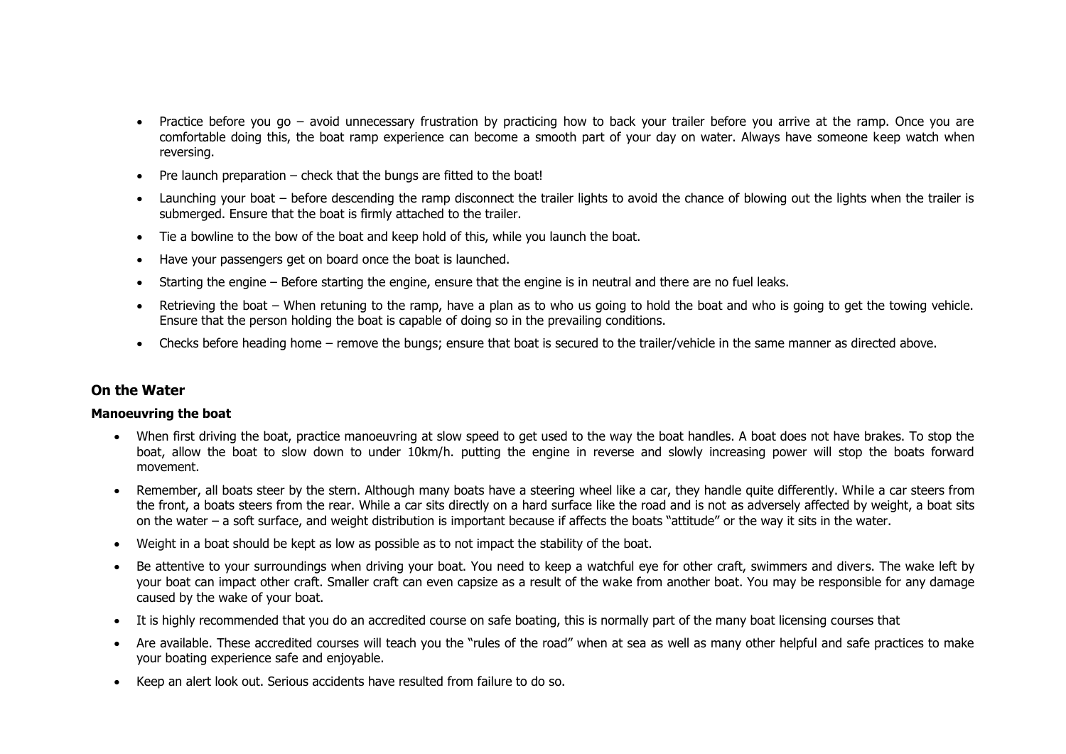- Practice before you go – avoid unnecessary frustration by practicing how to back your trailer before you arrive at the ramp. Once you are comfortable doing this, the boat ramp experience can become a smooth part of your day on water. Always have someone keep watch when reversing.
- Pre launch preparation – check that the bungs are fitted to the boat!
- Launching your boat – before descending the ramp disconnect the trailer lights to avoid the chance of blowing out the lights when the trailer is submerged. Ensure that the boat is firmly attached to the trailer.
- Tie a bowline to the bow of the boat and keep hold of this, while you launch the boat.
- Have your passengers get on board once the boat is launched.
- Starting the engine – Before starting the engine, ensure that the engine is in neutral and there are no fuel leaks.
- Retrieving the boat – When retuning to the ramp, have a plan as to who us going to hold the boat and who is going to get the towing vehicle. Ensure that the person holding the boat is capable of doing so in the prevailing conditions.
- Checks before heading home – remove the bungs; ensure that boat is secured to the trailer/vehicle in the same manner as directed above.

## On the Water

### Manoeuvring the boat

- When first driving the boat, practice manoeuvring at slow speed to get used to the way the boat handles. A boat does not have brakes. To stop the boat, allow the boat to slow down to under 10km/h. putting the engine in reverse and slowly increasing power will stop the boats forward movement.
- Remember, all boats steer by the stern. Although many boats have a steering wheel like a car, they handle quite differently. While a car steers from the front, a boats steers from the rear. While a car sits directly on a hard surface like the road and is not as adversely affected by weight, a boat sits on the water – a soft surface, and weight distribution is important because if affects the boats "attitude" or the way it sits in the water.
- Weight in a boat should be kept as low as possible as to not impact the stability of the boat.
- Be attentive to your surroundings when driving your boat. You need to keep a watchful eye for other craft, swimmers and divers. The wake left by your boat can impact other craft. Smaller craft can even capsize as a result of the wake from another boat. You may be responsible for any damage caused by the wake of your boat.
- It is highly recommended that you do an accredited course on safe boating, this is normally part of the many boat licensing courses that
- Are available. These accredited courses will teach you the "rules of the road" when at sea as well as many other helpful and safe practices to make your boating experience safe and enjoyable.
- Keep an alert look out. Serious accidents have resulted from failure to do so.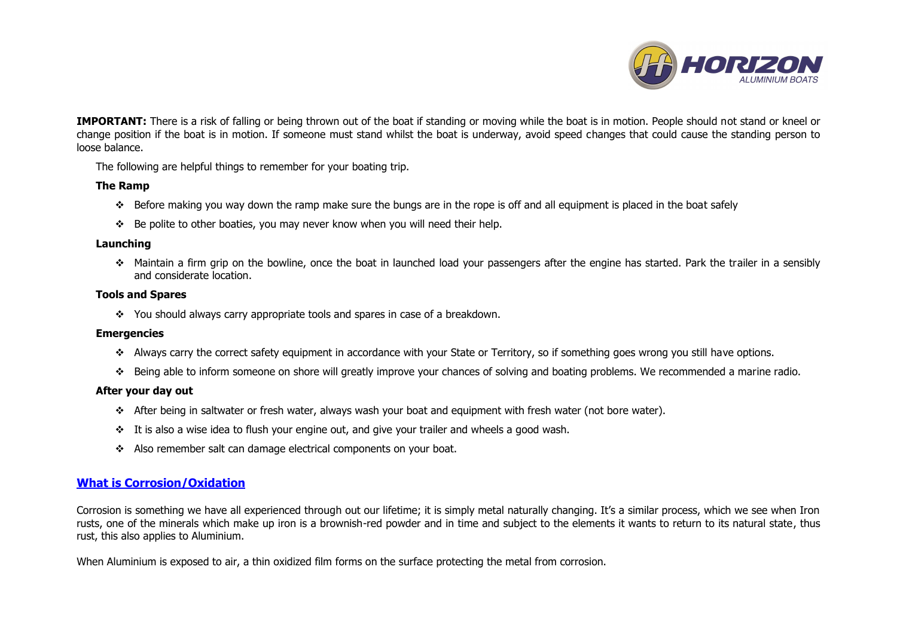**IMPORTANT:** There is a risk of falling or being thrown out of the boat if standing or moving while the boat is in motion. People should not stand or kneel or change position if the boat is in motion. If someone must stand whilst the boat is underway, avoid speed changes that could cause the standing person to loose balance.

The following are helpful things to remember for your boating trip.

**The Ramp**

- Before making you way down the ramp make sure the bungs are in the rope is off and all equipment is placed in the boat safely
- Be polite to other boaties, you may never know when you will need their help.

**Launching**

- Maintain a firm grip on the bowline, once the boat in launched load your passengers after the engine has started. Park the trailer in a sensibly and considerate location.

**Tools and Spares**

- You should always carry appropriate tools and spares in case of a breakdown.

**Emergencies**

- Always carry the correct safety equipment in accordance with your State or Territory, so if something goes wrong you still have options.
- Being able to inform someone on shore will greatly improve your chances of solving and boating problems. We recommended a marine radio.

**After your day out**

- After being in saltwater or fresh water, always wash your boat and equipment with fresh water (not bore water).
- It is also a wise idea to flush your engine out, and give your trailer and wheels a good wash.
- Also remember salt can damage electrical components on your boat.

## What is Corrosion/Oxidation

Corrosion is something we have all experienced through out our lifetime; it is simply metal naturally changing. It's a similar process, which we see when Iron rusts, one of the minerals which make up iron is a brownish-red powder and in time and subject to the elements it wants to return to its natural state, thus rust, this also applies to Aluminium.

When Aluminium is exposed to air, a thin oxidized film forms on the surface protecting the metal from corrosion.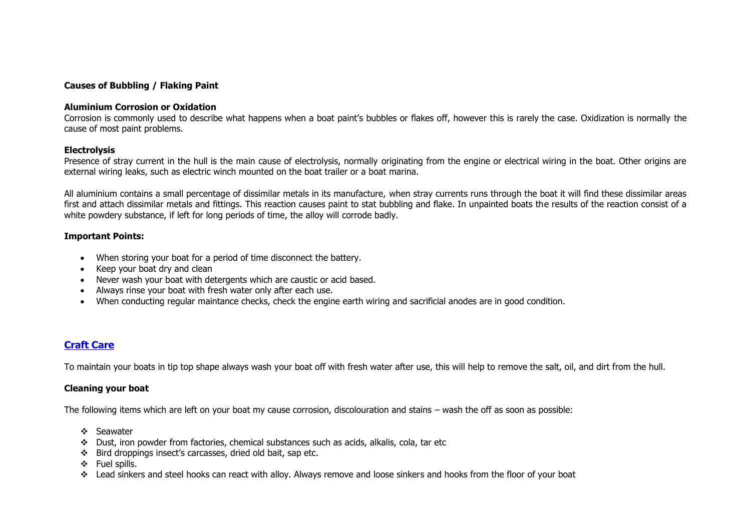**Causes of Bubbling / Flaking Paint**

**Aluminium Corrosion or Oxidation**

Corrosion is commonly used to describe what happens when a boat paint's bubbles or flakes off, however this is rarely the case. Oxidization is normally the cause of most paint problems.

**Electrolysis**

Presence of stray current in the hull is the main cause of electrolysis, normally originating from the engine or electrical wiring in the boat. Other origins are external wiring leaks, such as electric winch mounted on the boat trailer or a boat marina.

All aluminium contains a small percentage of dissimilar metals in its manufacture, when stray currents runs through the boat it will find these dissimilar areas first and attach dissimilar metals and fittings. This reaction causes paint to stat bubbling and flake. In unpainted boats the results of the reaction consist of a white powdery substance, if left for long periods of time, the alloy will corrode badly.

**Important Points:**

- When storing your boat for a period of time disconnect the battery.
- Keep your boat dry and clean
- Never wash your boat with detergents which are caustic or acid based.
- Always rinse your boat with fresh water only after each use.
- When conducting regular maintance checks, check the engine earth wiring and sacrificial anodes are in good condition.

## Craft Care

To maintain your boats in tip top shape always wash your boat off with fresh water after use, this will help to remove the salt, oil, and dirt from the hull.

**Cleaning your boat**

The following items which are left on your boat my cause corrosion, discolouration and stains – wash the off as soon as possible:

- Seawater
- Dust, iron powder from factories, chemical substances such as acids, alkalis, cola, tar etc
- Bird droppings insect's carcasses, dried old bait, sap etc.
- Fuel spills.
- Lead sinkers and steel hooks can react with alloy. Always remove and loose sinkers and hooks from the floor of your boat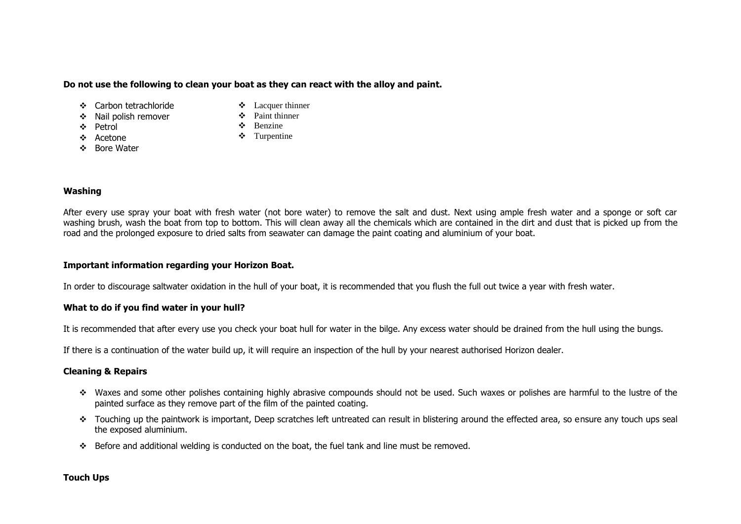**Do not use the following to clean your boat as they can react with the alloy and paint.**

- Carbon tetrachloride
- Nail polish remover
- Petrol
- Acetone
- Bore Water
- Lacquer thinner
- Paint thinner
- Benzine
- Turpentine

**Washing**

After every use spray your boat with fresh water (not bore water) to remove the salt and dust. Next using ample fresh water and a sponge or soft car washing brush, wash the boat from top to bottom. This will clean away all the chemicals which are contained in the dirt and dust that is picked up from the road and the prolonged exposure to dried salts from seawater can damage the paint coating and aluminium of your boat.

**Important information regarding your Horizon Boat.**

In order to discourage saltwater oxidation in the hull of your boat, it is recommended that you flush the full out twice a year with fresh water.

**What to do if you find water in your hull?**

It is recommended that after every use you check your boat hull for water in the bilge. Any excess water should be drained from the hull using the bungs.

If there is a continuation of the water build up, it will require an inspection of the hull by your nearest authorised Horizon dealer.

**Cleaning & Repairs**

- Waxes and some other polishes containing highly abrasive compounds should not be used. Such waxes or polishes are harmful to the lustre of the painted surface as they remove part of the film of the painted coating.
- Touching up the paintwork is important, Deep scratches left untreated can result in blistering around the effected area, so ensure any touch ups seal the exposed aluminium.
- Before and additional welding is conducted on the boat, the fuel tank and line must be removed.

**Touch Ups**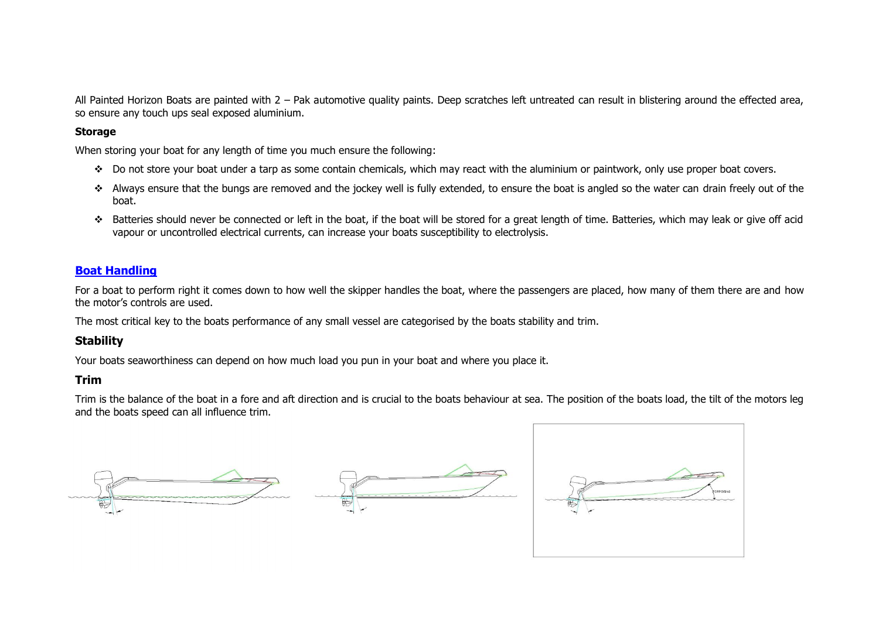All Painted Horizon Boats are painted with 2 – Pak automotive quality paints. Deep scratches left untreated can result in blistering around the effected area, so ensure any touch ups seal exposed aluminium.

**Storage**

When storing your boat for any length of time you much ensure the following:

- Do not store your boat under a tarp as some contain chemicals, which may react with the aluminium or paintwork, only use proper boat covers.
- Always ensure that the bungs are removed and the jockey well is fully extended, to ensure the boat is angled so the water can drain freely out of the boat.
- Batteries should never be connected or left in the boat, if the boat will be stored for a great length of time. Batteries, which may leak or give off acid vapour or uncontrolled electrical currents, can increase your boats susceptibility to electrolysis.

## Boat Handling

For a boat to perform right it comes down to how well the skipper handles the boat, where the passengers are placed, how many of them there are and how the motor's controls are used.

The most critical key to the boats performance of any small vessel are categorised by the boats stability and trim.

### Stability

Your boats seaworthiness can depend on how much load you pun in your boat and where you place it.

### Trim

Trim is the balance of the boat in a fore and aft direction and is crucial to the boats behaviour at sea. The position of the boats load, the tilt of the motors leg and the boats speed can all influence trim.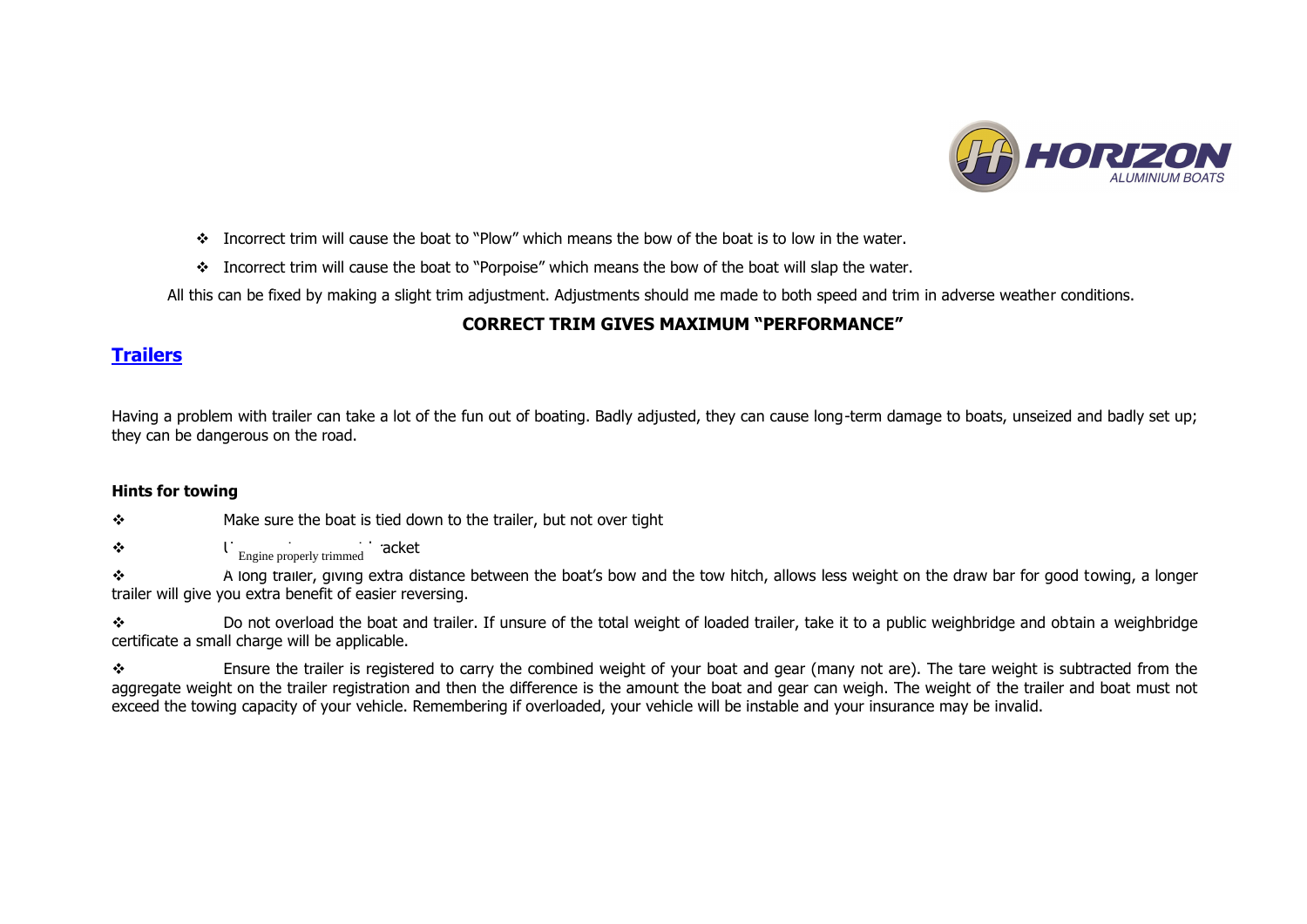- Incorrect trim will cause the boat to "Plow" which means the bow of the boat is to low in the water.
- Incorrect trim will cause the boat to "Porpoise" which means the bow of the boat will slap the water.

All this can be fixed by making a slight trim adjustment. Adjustments should me made to both speed and trim in adverse weather conditions.

**CORRECT TRIM GIVES MAXIMUM "PERFORMANCE"**

## Trailers

Having a problem with trailer can take a lot of the fun out of boating. Badly adjusted, they can cause long-term damage to boats, unseized and badly set up; they can be dangerous on the road.

**Hints for towing**

- Make sure the boat is tied down to the trailer, but not over tight
- U Engine properly trimmed racket
- A long trailer, giving extra distance between the boat's bow and the tow hitch, allows less weight on the draw bar for good towing, a longer trailer will give you extra benefit of easier reversing.
- Do not overload the boat and trailer. If unsure of the total weight of loaded trailer, take it to a public weighbridge and obtain a weighbridge certificate a small charge will be applicable.
- Ensure the trailer is registered to carry the combined weight of your boat and gear (many not are). The tare weight is subtracted from the aggregate weight on the trailer registration and then the difference is the amount the boat and gear can weigh. The weight of the trailer and boat must not exceed the towing capacity of your vehicle. Remembering if overloaded, your vehicle will be instable and your insurance may be invalid.